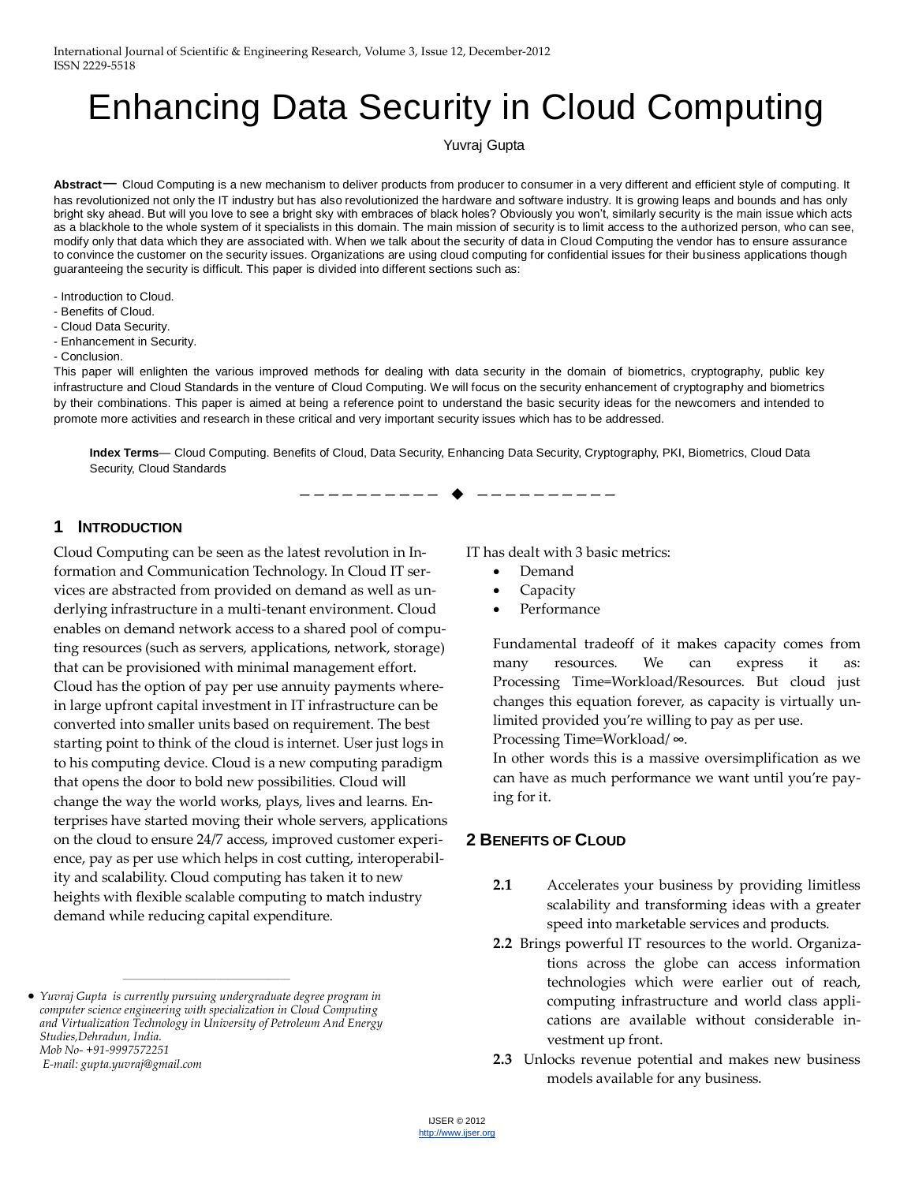# Enhancing Data Security in Cloud Computing

Yuvraj Gupta

**Abstract**— Cloud Computing is a new mechanism to deliver products from producer to consumer in a very different and efficient style of computing. It has revolutionized not only the IT industry but has also revolutionized the hardware and software industry. It is growing leaps and bounds and has only bright sky ahead. But will you love to see a bright sky with embraces of black holes? Obviously you won't, similarly security is the main issue which acts as a blackhole to the whole system of it specialists in this domain. The main mission of security is to limit access to the authorized person, who can see, modify only that data which they are associated with. When we talk about the security of data in Cloud Computing the vendor has to ensure assurance to convince the customer on the security issues. Organizations are using cloud computing for confidential issues for their business applications though guaranteeing the security is difficult. This paper is divided into different sections such as:

- Introduction to Cloud.
- Benefits of Cloud.
- Cloud Data Security.
- Enhancement in Security.
- Conclusion.

This paper will enlighten the various improved methods for dealing with data security in the domain of biometrics, cryptography, public key infrastructure and Cloud Standards in the venture of Cloud Computing. We will focus on the security enhancement of cryptography and biometrics by their combinations. This paper is aimed at being a reference point to understand the basic security ideas for the newcomers and intended to promote more activities and research in these critical and very important security issues which has to be addressed.

**Index Terms**— Cloud Computing. Benefits of Cloud, Data Security, Enhancing Data Security, Cryptography, PKI, Biometrics, Cloud Data Security, Cloud Standards

---

## 1 Introduction

Cloud Computing can be seen as the latest revolution in Information and Communication Technology. In Cloud IT services are abstracted from provided on demand as well as underlying infrastructure in a multi-tenant environment. Cloud enables on demand network access to a shared pool of computing resources (such as servers, applications, network, storage) that can be provisioned with minimal management effort. Cloud has the option of pay per use annuity payments wherein large upfront capital investment in IT infrastructure can be converted into smaller units based on requirement. The best starting point to think of the cloud is internet. User just logs in to his computing device. Cloud is a new computing paradigm that opens the door to bold new possibilities. Cloud will change the way the world works, plays, lives and learns. Enterprises have started moving their whole servers, applications on the cloud to ensure 24/7 access, improved customer experience, pay as per use which helps in cost cutting, interoperability and scalability. Cloud computing has taken it to new heights with flexible scalable computing to match industry demand while reducing capital expenditure.

- *Yuvraj Gupta is currently pursuing undergraduate degree program in computer science engineering with specialization in Cloud Computing and Virtualization Technology in University of Petroleum And Energy Studies,Dehradun, India.*
  *Mob No- +91-9997572251*
  *E-mail: gupta.yuvraj@gmail.com*

IT has dealt with 3 basic metrics:

- Demand
- Capacity
- Performance

Fundamental tradeoff of it makes capacity comes from many resources. We can express it as: Processing Time=Workload/Resources. But cloud just changes this equation forever, as capacity is virtually unlimited provided you're willing to pay as per use.
Processing Time=Workload/∞.
In other words this is a massive oversimplification as we can have as much performance we want until you're paying for it.

## 2 Benefits of Cloud

**2.1** Accelerates your business by providing limitless scalability and transforming ideas with a greater speed into marketable services and products.

**2.2** Brings powerful IT resources to the world. Organizations across the globe can access information technologies which were earlier out of reach, computing infrastructure and world class applications are available without considerable investment up front.

**2.3** Unlocks revenue potential and makes new business models available for any business.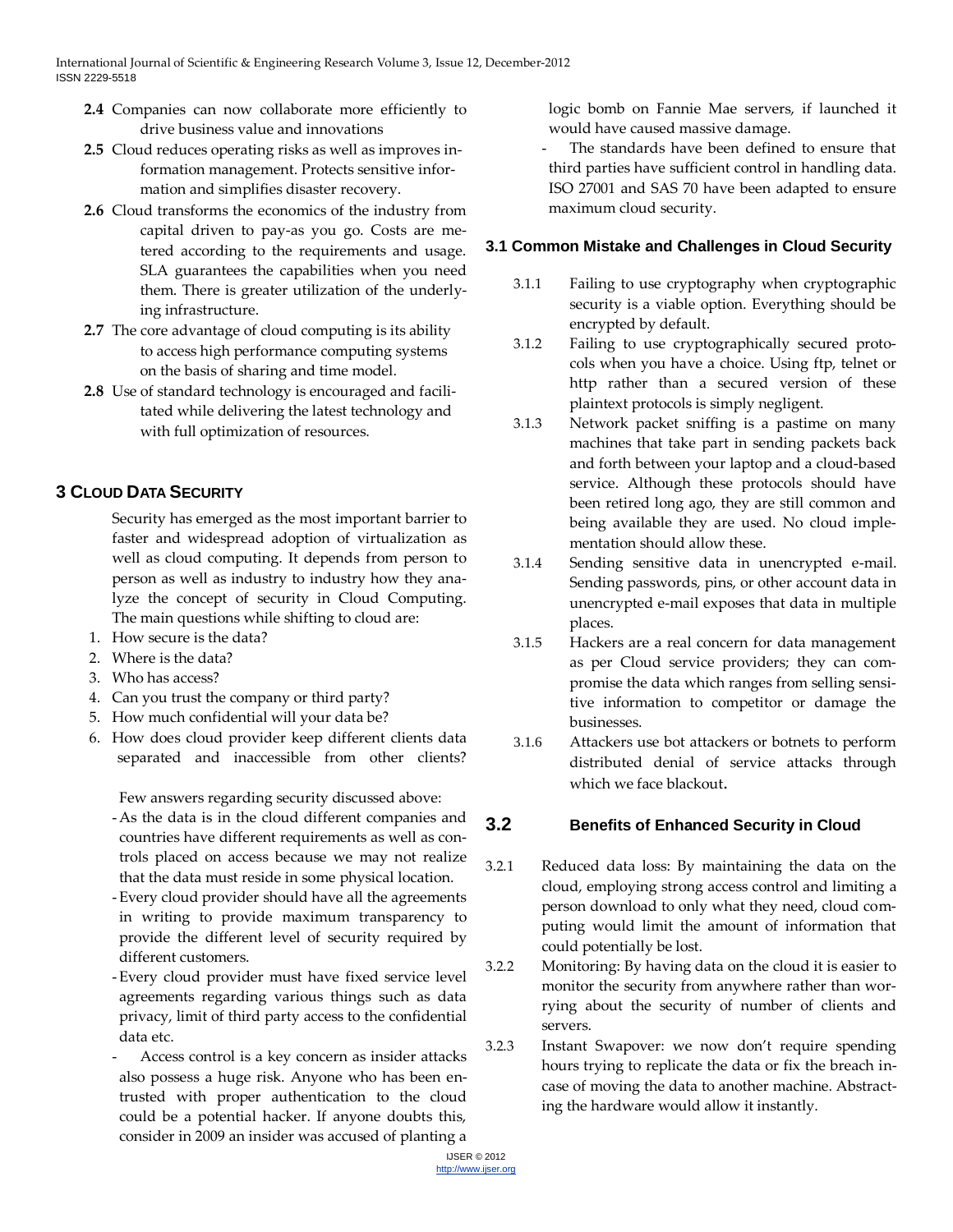**2.4** Companies can now collaborate more efficiently to drive business value and innovations

**2.5** Cloud reduces operating risks as well as improves information management. Protects sensitive information and simplifies disaster recovery.

**2.6** Cloud transforms the economics of the industry from capital driven to pay-as you go. Costs are metered according to the requirements and usage. SLA guarantees the capabilities when you need them. There is greater utilization of the underlying infrastructure.

**2.7** The core advantage of cloud computing is its ability to access high performance computing systems on the basis of sharing and time model.

**2.8** Use of standard technology is encouraged and facilitated while delivering the latest technology and with full optimization of resources.

## 3 Cloud Data Security

Security has emerged as the most important barrier to faster and widespread adoption of virtualization as well as cloud computing. It depends from person to person as well as industry to industry how they analyze the concept of security in Cloud Computing. The main questions while shifting to cloud are:

1. How secure is the data?
2. Where is the data?
3. Who has access?
4. Can you trust the company or third party?
5. How much confidential will your data be?
6. How does cloud provider keep different clients data separated and inaccessible from other clients?

Few answers regarding security discussed above:

- As the data is in the cloud different companies and countries have different requirements as well as controls placed on access because we may not realize that the data must reside in some physical location.
- Every cloud provider should have all the agreements in writing to provide maximum transparency to provide the different level of security required by different customers.
- Every cloud provider must have fixed service level agreements regarding various things such as data privacy, limit of third party access to the confidential data etc.
- Access control is a key concern as insider attacks also possess a huge risk. Anyone who has been entrusted with proper authentication to the cloud could be a potential hacker. If anyone doubts this, consider in 2009 an insider was accused of planting a logic bomb on Fannie Mae servers, if launched it would have caused massive damage.
- The standards have been defined to ensure that third parties have sufficient control in handling data. ISO 27001 and SAS 70 have been adapted to ensure maximum cloud security.

### 3.1 Common Mistake and Challenges in Cloud Security

3.1.1 Failing to use cryptography when cryptographic security is a viable option. Everything should be encrypted by default.

3.1.2 Failing to use cryptographically secured protocols when you have a choice. Using ftp, telnet or http rather than a secured version of these plaintext protocols is simply negligent.

3.1.3 Network packet sniffing is a pastime on many machines that take part in sending packets back and forth between your laptop and a cloud-based service. Although these protocols should have been retired long ago, they are still common and being available they are used. No cloud implementation should allow these.

3.1.4 Sending sensitive data in unencrypted e-mail. Sending passwords, pins, or other account data in unencrypted e-mail exposes that data in multiple places.

3.1.5 Hackers are a real concern for data management as per Cloud service providers; they can compromise the data which ranges from selling sensitive information to competitor or damage the businesses.

3.1.6 Attackers use bot attackers or botnets to perform distributed denial of service attacks through which we face blackout**.**

### 3.2 Benefits of Enhanced Security in Cloud

3.2.1 Reduced data loss: By maintaining the data on the cloud, employing strong access control and limiting a person download to only what they need, cloud computing would limit the amount of information that could potentially be lost.

3.2.2 Monitoring: By having data on the cloud it is easier to monitor the security from anywhere rather than worrying about the security of number of clients and servers.

3.2.3 Instant Swapover: we now don't require spending hours trying to replicate the data or fix the breach incase of moving the data to another machine. Abstracting the hardware would allow it instantly.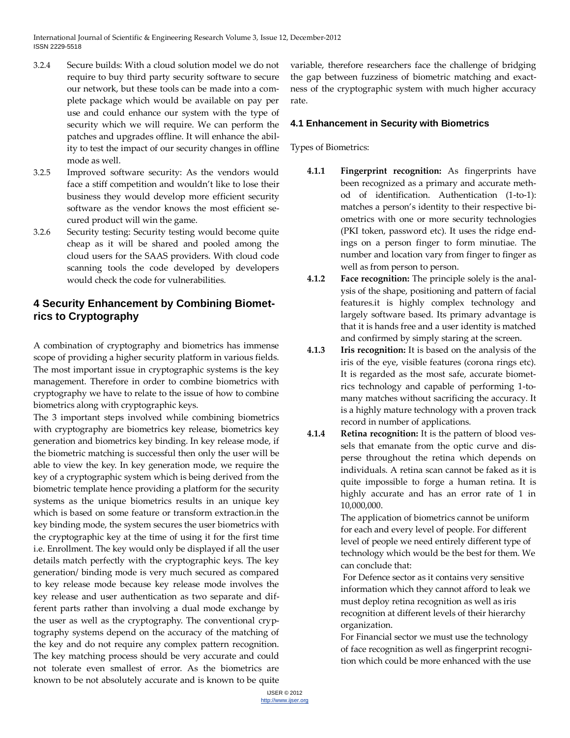3.2.4 Secure builds: With a cloud solution model we do not require to buy third party security software to secure our network, but these tools can be made into a complete package which would be available on pay per use and could enhance our system with the type of security which we will require. We can perform the patches and upgrades offline. It will enhance the ability to test the impact of our security changes in offline mode as well.

3.2.5 Improved software security: As the vendors would face a stiff competition and wouldn't like to lose their business they would develop more efficient security software as the vendor knows the most efficient secured product will win the game.

3.2.6 Security testing: Security testing would become quite cheap as it will be shared and pooled among the cloud users for the SAAS providers. With cloud code scanning tools the code developed by developers would check the code for vulnerabilities.

## 4 Security Enhancement by Combining Biometrics to Cryptography

A combination of cryptography and biometrics has immense scope of providing a higher security platform in various fields. The most important issue in cryptographic systems is the key management. Therefore in order to combine biometrics with cryptography we have to relate to the issue of how to combine biometrics along with cryptographic keys.

The 3 important steps involved while combining biometrics with cryptography are biometrics key release, biometrics key generation and biometrics key binding. In key release mode, if the biometric matching is successful then only the user will be able to view the key. In key generation mode, we require the key of a cryptographic system which is being derived from the biometric template hence providing a platform for the security systems as the unique biometrics results in an unique key which is based on some feature or transform extraction.in the key binding mode, the system secures the user biometrics with the cryptographic key at the time of using it for the first time i.e. Enrollment. The key would only be displayed if all the user details match perfectly with the cryptographic keys. The key generation/ binding mode is very much secured as compared to key release mode because key release mode involves the key release and user authentication as two separate and different parts rather than involving a dual mode exchange by the user as well as the cryptography. The conventional cryptography systems depend on the accuracy of the matching of the key and do not require any complex pattern recognition. The key matching process should be very accurate and could not tolerate even smallest of error. As the biometrics are known to be not absolutely accurate and is known to be quite variable, therefore researchers face the challenge of bridging the gap between fuzziness of biometric matching and exactness of the cryptographic system with much higher accuracy rate.

### 4.1 Enhancement in Security with Biometrics

Types of Biometrics:

**4.1.1 Fingerprint recognition:** As fingerprints have been recognized as a primary and accurate method of identification. Authentication (1-to-1): matches a person's identity to their respective biometrics with one or more security technologies (PKI token, password etc). It uses the ridge endings on a person finger to form minutiae. The number and location vary from finger to finger as well as from person to person.

**4.1.2 Face recognition:** The principle solely is the analysis of the shape, positioning and pattern of facial features.it is highly complex technology and largely software based. Its primary advantage is that it is hands free and a user identity is matched and confirmed by simply staring at the screen.

**4.1.3 Iris recognition:** It is based on the analysis of the iris of the eye, visible features (corona rings etc). It is regarded as the most safe, accurate biometrics technology and capable of performing 1-to-many matches without sacrificing the accuracy. It is a highly mature technology with a proven track record in number of applications.

**4.1.4 Retina recognition:** It is the pattern of blood vessels that emanate from the optic curve and disperse throughout the retina which depends on individuals. A retina scan cannot be faked as it is quite impossible to forge a human retina. It is highly accurate and has an error rate of 1 in 10,000,000.

The application of biometrics cannot be uniform for each and every level of people. For different level of people we need entirely different type of technology which would be the best for them. We can conclude that:

For Defence sector as it contains very sensitive information which they cannot afford to leak we must deploy retina recognition as well as iris recognition at different levels of their hierarchy organization.

For Financial sector we must use the technology of face recognition as well as fingerprint recognition which could be more enhanced with the use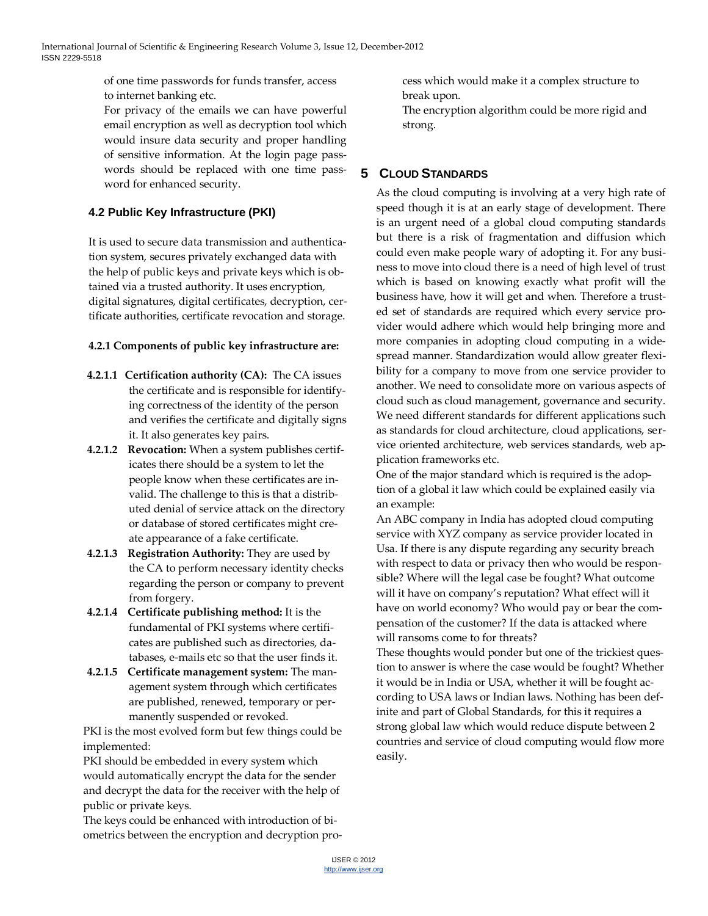of one time passwords for funds transfer, access to internet banking etc.

For privacy of the emails we can have powerful email encryption as well as decryption tool which would insure data security and proper handling of sensitive information. At the login page passwords should be replaced with one time password for enhanced security.

### 4.2 Public Key Infrastructure (PKI)

It is used to secure data transmission and authentication system, secures privately exchanged data with the help of public keys and private keys which is obtained via a trusted authority. It uses encryption, digital signatures, digital certificates, decryption, certificate authorities, certificate revocation and storage.

#### 4.2.1 Components of public key infrastructure are:

**4.2.1.1 Certification authority (CA):** The CA issues the certificate and is responsible for identifying correctness of the identity of the person and verifies the certificate and digitally signs it. It also generates key pairs.

**4.2.1.2 Revocation:** When a system publishes certificates there should be a system to let the people know when these certificates are invalid. The challenge to this is that a distributed denial of service attack on the directory or database of stored certificates might create appearance of a fake certificate.

**4.2.1.3 Registration Authority:** They are used by the CA to perform necessary identity checks regarding the person or company to prevent from forgery.

**4.2.1.4 Certificate publishing method:** It is the fundamental of PKI systems where certificates are published such as directories, databases, e-mails etc so that the user finds it.

**4.2.1.5 Certificate management system:** The management system through which certificates are published, renewed, temporary or permanently suspended or revoked.

PKI is the most evolved form but few things could be implemented:

PKI should be embedded in every system which would automatically encrypt the data for the sender and decrypt the data for the receiver with the help of public or private keys.

The keys could be enhanced with introduction of biometrics between the encryption and decryption process which would make it a complex structure to break upon.

The encryption algorithm could be more rigid and strong.

## 5 Cloud Standards

As the cloud computing is involving at a very high rate of speed though it is at an early stage of development. There is an urgent need of a global cloud computing standards but there is a risk of fragmentation and diffusion which could even make people wary of adopting it. For any business to move into cloud there is a need of high level of trust which is based on knowing exactly what profit will the business have, how it will get and when. Therefore a trusted set of standards are required which every service provider would adhere which would help bringing more and more companies in adopting cloud computing in a widespread manner. Standardization would allow greater flexibility for a company to move from one service provider to another. We need to consolidate more on various aspects of cloud such as cloud management, governance and security. We need different standards for different applications such as standards for cloud architecture, cloud applications, service oriented architecture, web services standards, web application frameworks etc.

One of the major standard which is required is the adoption of a global it law which could be explained easily via an example:

An ABC company in India has adopted cloud computing service with XYZ company as service provider located in Usa. If there is any dispute regarding any security breach with respect to data or privacy then who would be responsible? Where will the legal case be fought? What outcome will it have on company's reputation? What effect will it have on world economy? Who would pay or bear the compensation of the customer? If the data is attacked where will ransoms come to for threats?

These thoughts would ponder but one of the trickiest question to answer is where the case would be fought? Whether it would be in India or USA, whether it will be fought according to USA laws or Indian laws. Nothing has been definite and part of Global Standards, for this it requires a strong global law which would reduce dispute between 2 countries and service of cloud computing would flow more easily.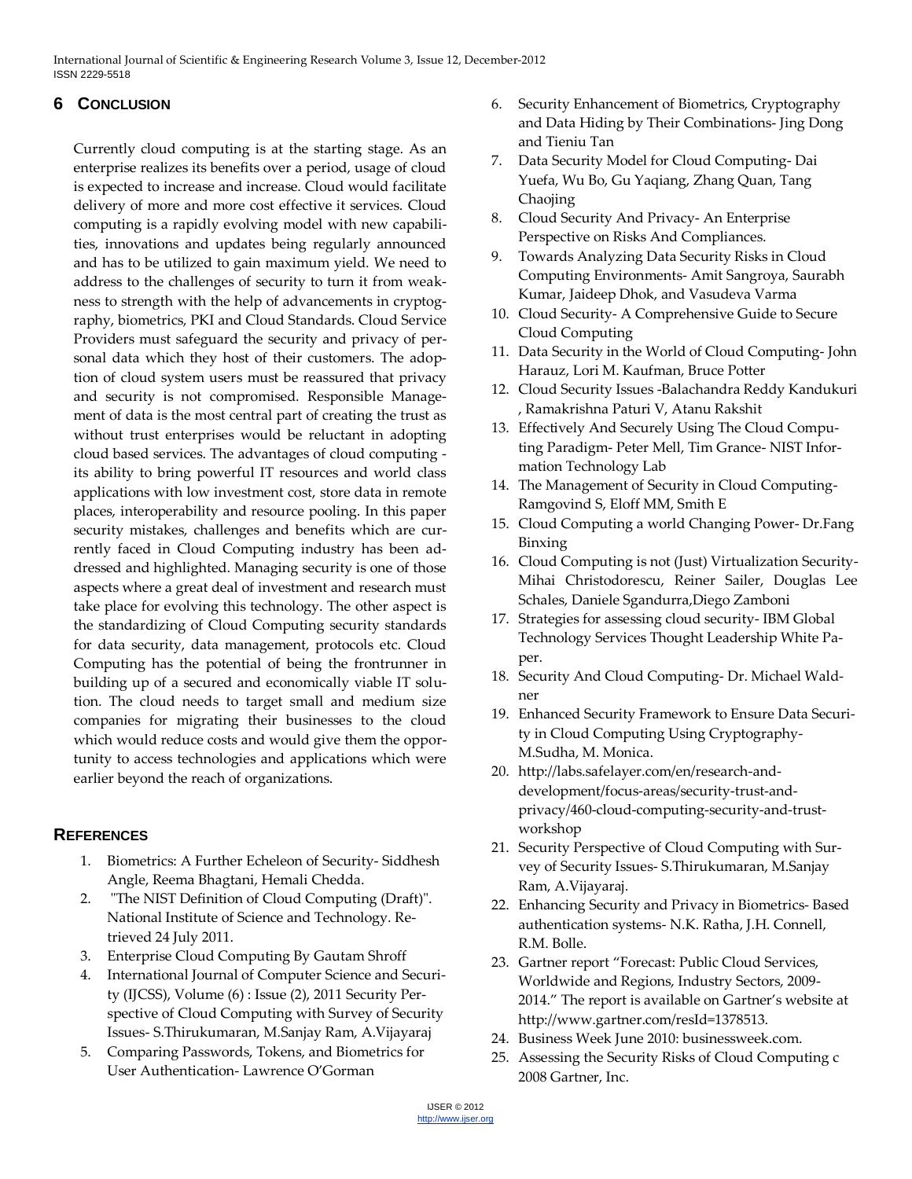## 6 Conclusion

Currently cloud computing is at the starting stage. As an enterprise realizes its benefits over a period, usage of cloud is expected to increase and increase. Cloud would facilitate delivery of more and more cost effective it services. Cloud computing is a rapidly evolving model with new capabilities, innovations and updates being regularly announced and has to be utilized to gain maximum yield. We need to address to the challenges of security to turn it from weakness to strength with the help of advancements in cryptography, biometrics, PKI and Cloud Standards. Cloud Service Providers must safeguard the security and privacy of personal data which they host of their customers. The adoption of cloud system users must be reassured that privacy and security is not compromised. Responsible Management of data is the most central part of creating the trust as without trust enterprises would be reluctant in adopting cloud based services. The advantages of cloud computing - its ability to bring powerful IT resources and world class applications with low investment cost, store data in remote places, interoperability and resource pooling. In this paper security mistakes, challenges and benefits which are currently faced in Cloud Computing industry has been addressed and highlighted. Managing security is one of those aspects where a great deal of investment and research must take place for evolving this technology. The other aspect is the standardizing of Cloud Computing security standards for data security, data management, protocols etc. Cloud Computing has the potential of being the frontrunner in building up of a secured and economically viable IT solution. The cloud needs to target small and medium size companies for migrating their businesses to the cloud which would reduce costs and would give them the opportunity to access technologies and applications which were earlier beyond the reach of organizations.

## References

1. Biometrics: A Further Echeleon of Security- Siddhesh Angle, Reema Bhagtani, Hemali Chedda.
2. "The NIST Definition of Cloud Computing (Draft)". National Institute of Science and Technology. Retrieved 24 July 2011.
3. Enterprise Cloud Computing By Gautam Shroff
4. International Journal of Computer Science and Security (IJCSS), Volume (6) : Issue (2), 2011 Security Perspective of Cloud Computing with Survey of Security Issues- S.Thirukumaran, M.Sanjay Ram, A.Vijayaraj
5. Comparing Passwords, Tokens, and Biometrics for User Authentication- Lawrence O'Gorman
6. Security Enhancement of Biometrics, Cryptography and Data Hiding by Their Combinations- Jing Dong and Tieniu Tan
7. Data Security Model for Cloud Computing- Dai Yuefa, Wu Bo, Gu Yaqiang, Zhang Quan, Tang Chaojing
8. Cloud Security And Privacy- An Enterprise Perspective on Risks And Compliances.
9. Towards Analyzing Data Security Risks in Cloud Computing Environments- Amit Sangroya, Saurabh Kumar, Jaideep Dhok, and Vasudeva Varma
10. Cloud Security- A Comprehensive Guide to Secure Cloud Computing
11. Data Security in the World of Cloud Computing- John Harauz, Lori M. Kaufman, Bruce Potter
12. Cloud Security Issues -Balachandra Reddy Kandukuri , Ramakrishna Paturi V, Atanu Rakshit
13. Effectively And Securely Using The Cloud Computing Paradigm- Peter Mell, Tim Grance- NIST Information Technology Lab
14. The Management of Security in Cloud Computing- Ramgovind S, Eloff MM, Smith E
15. Cloud Computing a world Changing Power- Dr.Fang Binxing
16. Cloud Computing is not (Just) Virtualization Security- Mihai Christodorescu, Reiner Sailer, Douglas Lee Schales, Daniele Sgandurra,Diego Zamboni
17. Strategies for assessing cloud security- IBM Global Technology Services Thought Leadership White Paper.
18. Security And Cloud Computing- Dr. Michael Waldner
19. Enhanced Security Framework to Ensure Data Security in Cloud Computing Using Cryptography- M.Sudha, M. Monica.
20. http://labs.safelayer.com/en/research-and-development/focus-areas/security-trust-and-privacy/460-cloud-computing-security-and-trust-workshop
21. Security Perspective of Cloud Computing with Survey of Security Issues- S.Thirukumaran, M.Sanjay Ram, A.Vijayaraj.
22. Enhancing Security and Privacy in Biometrics- Based authentication systems- N.K. Ratha, J.H. Connell, R.M. Bolle.
23. Gartner report "Forecast: Public Cloud Services, Worldwide and Regions, Industry Sectors, 2009-2014." The report is available on Gartner's website at http://www.gartner.com/resId=1378513.
24. Business Week June 2010: businessweek.com.
25. Assessing the Security Risks of Cloud Computing c 2008 Gartner, Inc.